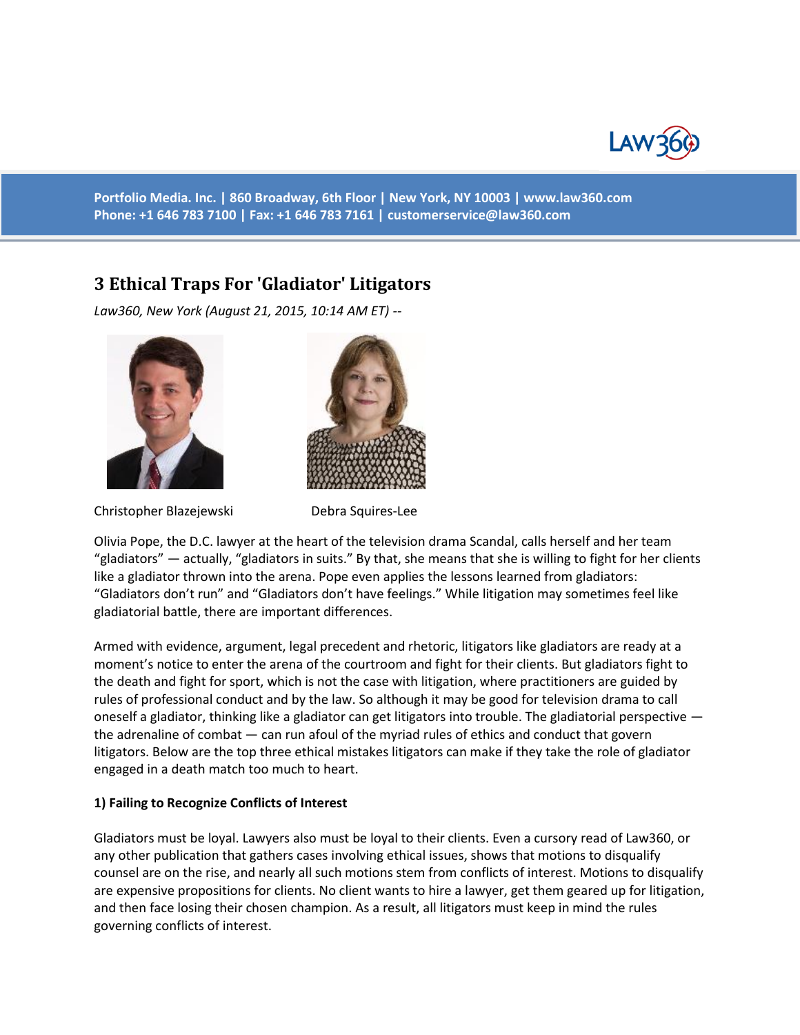Portfolio Media. Inc. | 860 Broadway, 6th Floor | New York, NY 10003 | www.law360.com
Phone: +1 646 783 7100 | Fax: +1 646 783 7161 | customerservice@law360.com

# 3 Ethical Traps For 'Gladiator' Litigators

*Law360, New York (August 21, 2015, 10:14 AM ET) --*

Christopher Blazejewski Debra Squires-Lee

Olivia Pope, the D.C. lawyer at the heart of the television drama Scandal, calls herself and her team "gladiators" — actually, "gladiators in suits." By that, she means that she is willing to fight for her clients like a gladiator thrown into the arena. Pope even applies the lessons learned from gladiators: "Gladiators don't run" and "Gladiators don't have feelings." While litigation may sometimes feel like gladiatorial battle, there are important differences.

Armed with evidence, argument, legal precedent and rhetoric, litigators like gladiators are ready at a moment's notice to enter the arena of the courtroom and fight for their clients. But gladiators fight to the death and fight for sport, which is not the case with litigation, where practitioners are guided by rules of professional conduct and by the law. So although it may be good for television drama to call oneself a gladiator, thinking like a gladiator can get litigators into trouble. The gladiatorial perspective — the adrenaline of combat — can run afoul of the myriad rules of ethics and conduct that govern litigators. Below are the top three ethical mistakes litigators can make if they take the role of gladiator engaged in a death match too much to heart.

**1) Failing to Recognize Conflicts of Interest**

Gladiators must be loyal. Lawyers also must be loyal to their clients. Even a cursory read of Law360, or any other publication that gathers cases involving ethical issues, shows that motions to disqualify counsel are on the rise, and nearly all such motions stem from conflicts of interest. Motions to disqualify are expensive propositions for clients. No client wants to hire a lawyer, get them geared up for litigation, and then face losing their chosen champion. As a result, all litigators must keep in mind the rules governing conflicts of interest.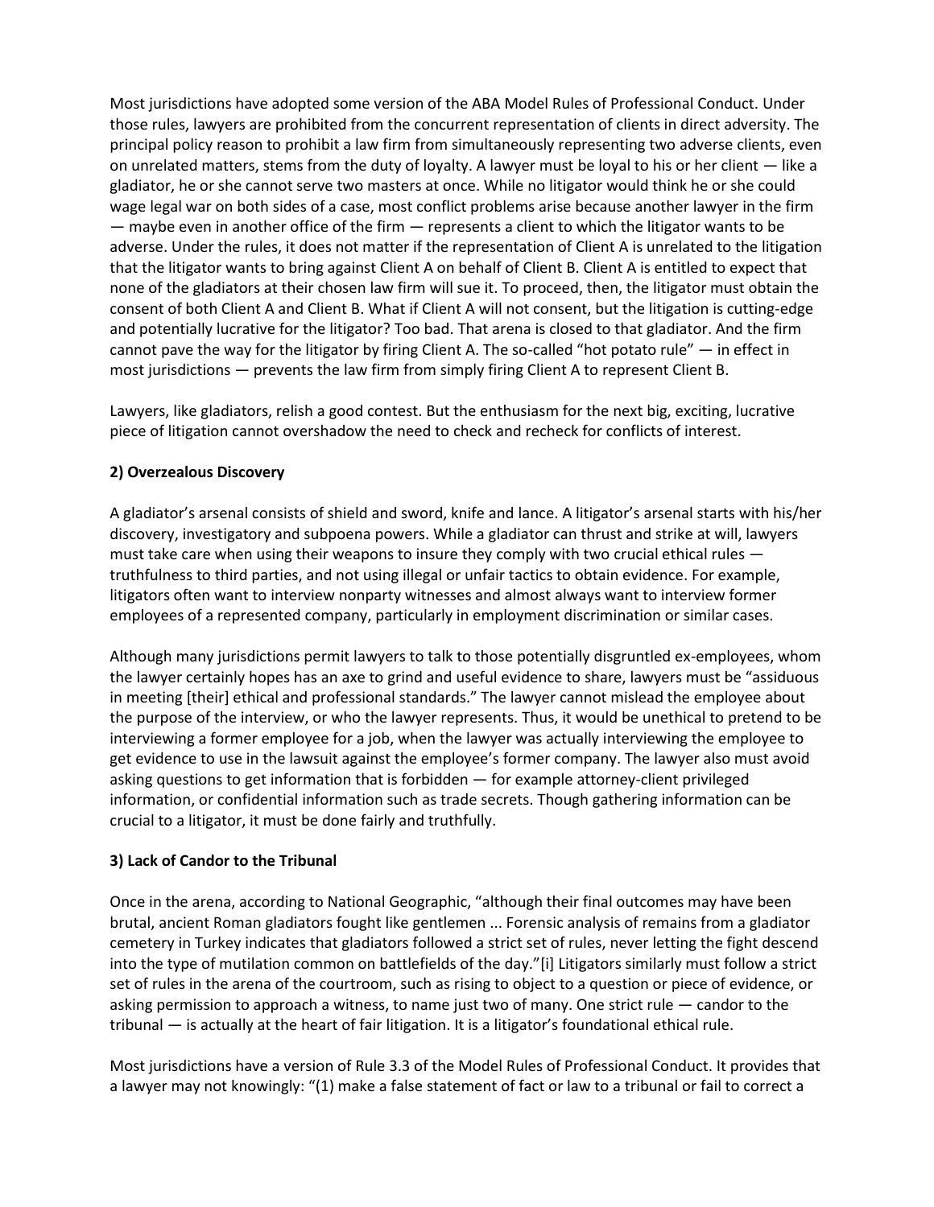Most jurisdictions have adopted some version of the ABA Model Rules of Professional Conduct. Under those rules, lawyers are prohibited from the concurrent representation of clients in direct adversity. The principal policy reason to prohibit a law firm from simultaneously representing two adverse clients, even on unrelated matters, stems from the duty of loyalty. A lawyer must be loyal to his or her client — like a gladiator, he or she cannot serve two masters at once. While no litigator would think he or she could wage legal war on both sides of a case, most conflict problems arise because another lawyer in the firm — maybe even in another office of the firm — represents a client to which the litigator wants to be adverse. Under the rules, it does not matter if the representation of Client A is unrelated to the litigation that the litigator wants to bring against Client A on behalf of Client B. Client A is entitled to expect that none of the gladiators at their chosen law firm will sue it. To proceed, then, the litigator must obtain the consent of both Client A and Client B. What if Client A will not consent, but the litigation is cutting-edge and potentially lucrative for the litigator? Too bad. That arena is closed to that gladiator. And the firm cannot pave the way for the litigator by firing Client A. The so-called "hot potato rule" — in effect in most jurisdictions — prevents the law firm from simply firing Client A to represent Client B.

Lawyers, like gladiators, relish a good contest. But the enthusiasm for the next big, exciting, lucrative piece of litigation cannot overshadow the need to check and recheck for conflicts of interest.

**2) Overzealous Discovery**

A gladiator's arsenal consists of shield and sword, knife and lance. A litigator's arsenal starts with his/her discovery, investigatory and subpoena powers. While a gladiator can thrust and strike at will, lawyers must take care when using their weapons to insure they comply with two crucial ethical rules — truthfulness to third parties, and not using illegal or unfair tactics to obtain evidence. For example, litigators often want to interview nonparty witnesses and almost always want to interview former employees of a represented company, particularly in employment discrimination or similar cases.

Although many jurisdictions permit lawyers to talk to those potentially disgruntled ex-employees, whom the lawyer certainly hopes has an axe to grind and useful evidence to share, lawyers must be "assiduous in meeting [their] ethical and professional standards." The lawyer cannot mislead the employee about the purpose of the interview, or who the lawyer represents. Thus, it would be unethical to pretend to be interviewing a former employee for a job, when the lawyer was actually interviewing the employee to get evidence to use in the lawsuit against the employee's former company. The lawyer also must avoid asking questions to get information that is forbidden — for example attorney-client privileged information, or confidential information such as trade secrets. Though gathering information can be crucial to a litigator, it must be done fairly and truthfully.

**3) Lack of Candor to the Tribunal**

Once in the arena, according to National Geographic, "although their final outcomes may have been brutal, ancient Roman gladiators fought like gentlemen ... Forensic analysis of remains from a gladiator cemetery in Turkey indicates that gladiators followed a strict set of rules, never letting the fight descend into the type of mutilation common on battlefields of the day."[i] Litigators similarly must follow a strict set of rules in the arena of the courtroom, such as rising to object to a question or piece of evidence, or asking permission to approach a witness, to name just two of many. One strict rule — candor to the tribunal — is actually at the heart of fair litigation. It is a litigator's foundational ethical rule.

Most jurisdictions have a version of Rule 3.3 of the Model Rules of Professional Conduct. It provides that a lawyer may not knowingly: "(1) make a false statement of fact or law to a tribunal or fail to correct a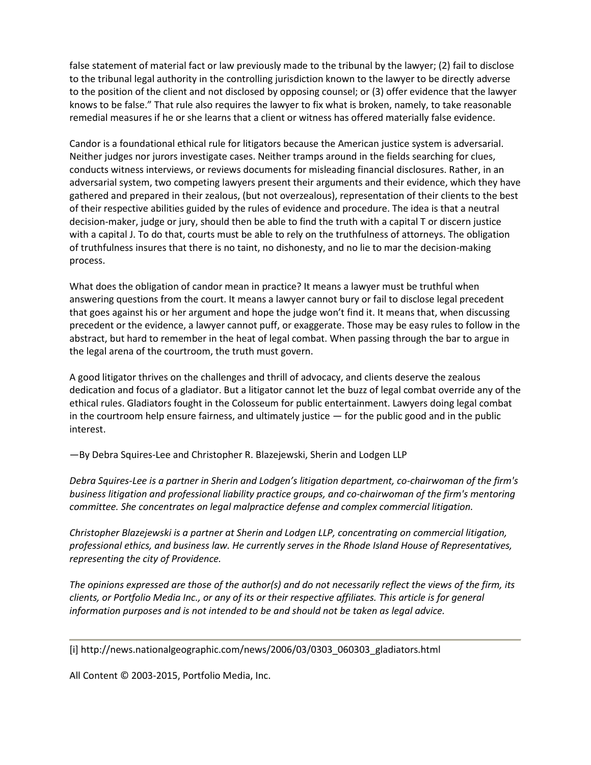false statement of material fact or law previously made to the tribunal by the lawyer; (2) fail to disclose to the tribunal legal authority in the controlling jurisdiction known to the lawyer to be directly adverse to the position of the client and not disclosed by opposing counsel; or (3) offer evidence that the lawyer knows to be false." That rule also requires the lawyer to fix what is broken, namely, to take reasonable remedial measures if he or she learns that a client or witness has offered materially false evidence.

Candor is a foundational ethical rule for litigators because the American justice system is adversarial. Neither judges nor jurors investigate cases. Neither tramps around in the fields searching for clues, conducts witness interviews, or reviews documents for misleading financial disclosures. Rather, in an adversarial system, two competing lawyers present their arguments and their evidence, which they have gathered and prepared in their zealous, (but not overzealous), representation of their clients to the best of their respective abilities guided by the rules of evidence and procedure. The idea is that a neutral decision-maker, judge or jury, should then be able to find the truth with a capital T or discern justice with a capital J. To do that, courts must be able to rely on the truthfulness of attorneys. The obligation of truthfulness insures that there is no taint, no dishonesty, and no lie to mar the decision-making process.

What does the obligation of candor mean in practice? It means a lawyer must be truthful when answering questions from the court. It means a lawyer cannot bury or fail to disclose legal precedent that goes against his or her argument and hope the judge won't find it. It means that, when discussing precedent or the evidence, a lawyer cannot puff, or exaggerate. Those may be easy rules to follow in the abstract, but hard to remember in the heat of legal combat. When passing through the bar to argue in the legal arena of the courtroom, the truth must govern.

A good litigator thrives on the challenges and thrill of advocacy, and clients deserve the zealous dedication and focus of a gladiator. But a litigator cannot let the buzz of legal combat override any of the ethical rules. Gladiators fought in the Colosseum for public entertainment. Lawyers doing legal combat in the courtroom help ensure fairness, and ultimately justice — for the public good and in the public interest.

—By Debra Squires-Lee and Christopher R. Blazejewski, Sherin and Lodgen LLP

*Debra Squires-Lee is a partner in Sherin and Lodgen's litigation department, co-chairwoman of the firm's business litigation and professional liability practice groups, and co-chairwoman of the firm's mentoring committee. She concentrates on legal malpractice defense and complex commercial litigation.*

*Christopher Blazejewski is a partner at Sherin and Lodgen LLP, concentrating on commercial litigation, professional ethics, and business law. He currently serves in the Rhode Island House of Representatives, representing the city of Providence.*

*The opinions expressed are those of the author(s) and do not necessarily reflect the views of the firm, its clients, or Portfolio Media Inc., or any of its or their respective affiliates. This article is for general information purposes and is not intended to be and should not be taken as legal advice.*

---

[i] http://news.nationalgeographic.com/news/2006/03/0303_060303_gladiators.html

All Content © 2003-2015, Portfolio Media, Inc.